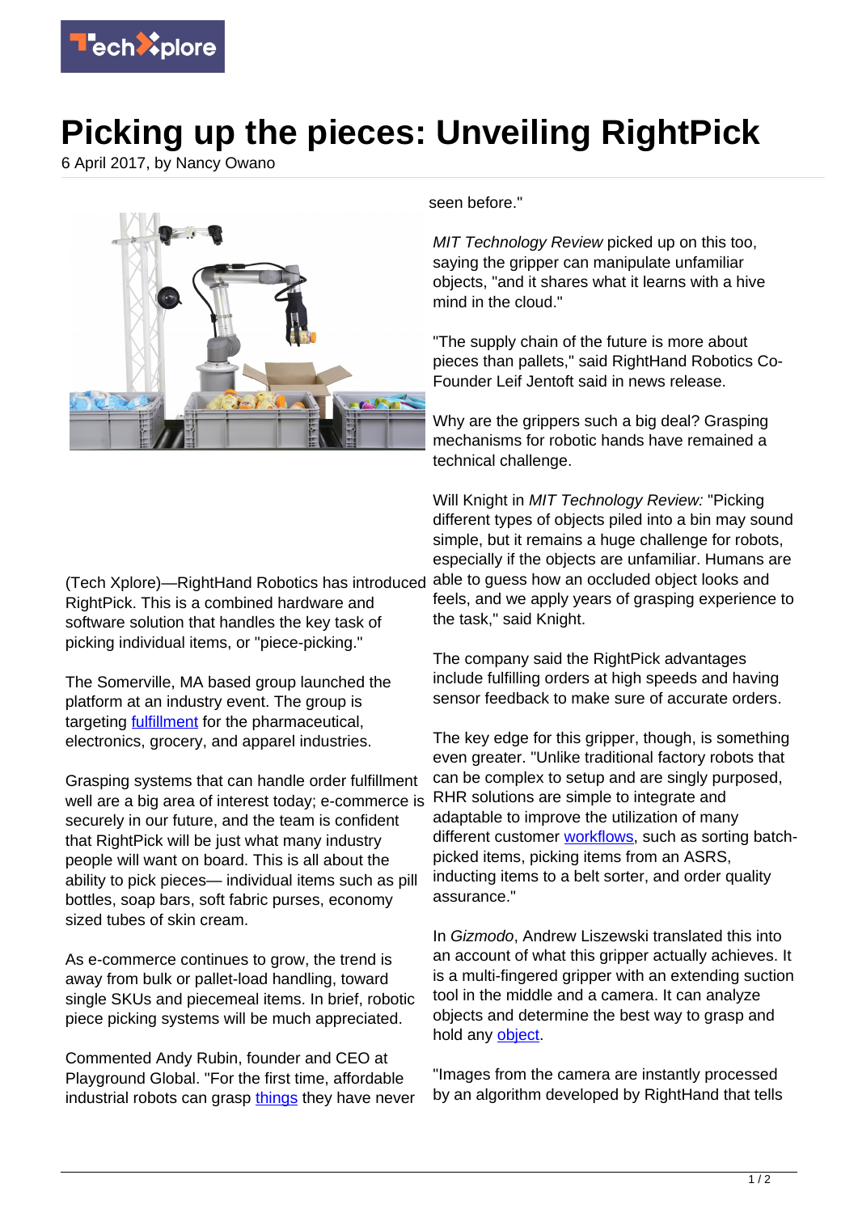# Picking up the pieces: Unveiling RightPick

6 April 2017, by Nancy Owano

(Tech Xplore)—RightHand Robotics has introduced RightPick. This is a combined hardware and software solution that handles the key task of picking individual items, or "piece-picking."

The Somerville, MA based group launched the platform at an industry event. The group is targeting fulfillment for the pharmaceutical, electronics, grocery, and apparel industries.

Grasping systems that can handle order fulfillment well are a big area of interest today; e-commerce is securely in our future, and the team is confident that RightPick will be just what many industry people will want on board. This is all about the ability to pick pieces— individual items such as pill bottles, soap bars, soft fabric purses, economy sized tubes of skin cream.

As e-commerce continues to grow, the trend is away from bulk or pallet-load handling, toward single SKUs and piecemeal items. In brief, robotic piece picking systems will be much appreciated.

Commented Andy Rubin, founder and CEO at Playground Global. "For the first time, affordable industrial robots can grasp things they have never seen before."

*MIT Technology Review* picked up on this too, saying the gripper can manipulate unfamiliar objects, "and it shares what it learns with a hive mind in the cloud."

"The supply chain of the future is more about pieces than pallets," said RightHand Robotics Co-Founder Leif Jentoft said in news release.

Why are the grippers such a big deal? Grasping mechanisms for robotic hands have remained a technical challenge.

Will Knight in *MIT Technology Review:* "Picking different types of objects piled into a bin may sound simple, but it remains a huge challenge for robots, especially if the objects are unfamiliar. Humans are able to guess how an occluded object looks and feels, and we apply years of grasping experience to the task," said Knight.

The company said the RightPick advantages include fulfilling orders at high speeds and having sensor feedback to make sure of accurate orders.

The key edge for this gripper, though, is something even greater. "Unlike traditional factory robots that can be complex to setup and are singly purposed, RHR solutions are simple to integrate and adaptable to improve the utilization of many different customer workflows, such as sorting batch-picked items, picking items from an ASRS, inducting items to a belt sorter, and order quality assurance."

In *Gizmodo*, Andrew Liszewski translated this into an account of what this gripper actually achieves. It is a multi-fingered gripper with an extending suction tool in the middle and a camera. It can analyze objects and determine the best way to grasp and hold any object.

"Images from the camera are instantly processed by an algorithm developed by RightHand that tells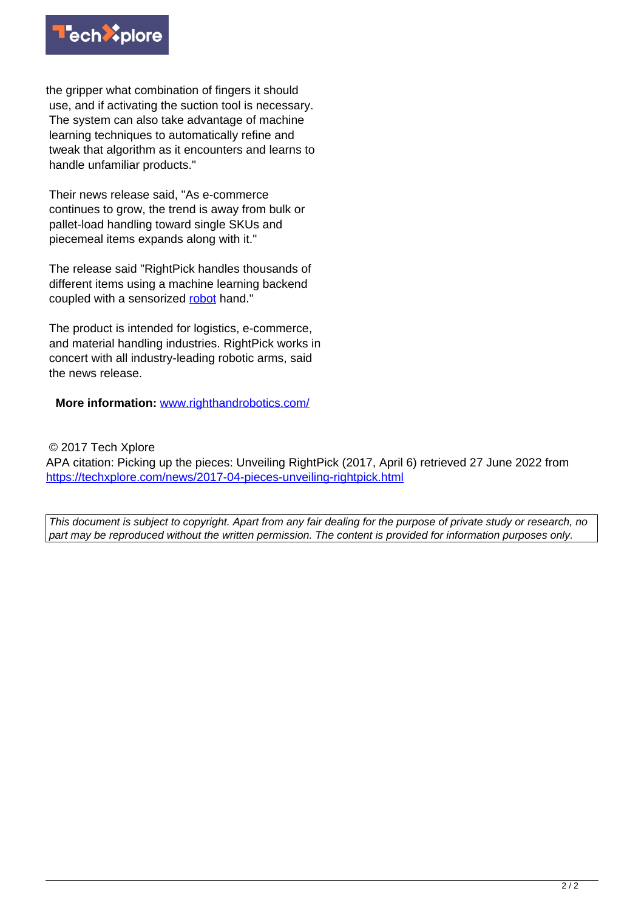the gripper what combination of fingers it should use, and if activating the suction tool is necessary. The system can also take advantage of machine learning techniques to automatically refine and tweak that algorithm as it encounters and learns to handle unfamiliar products."

Their news release said, "As e-commerce continues to grow, the trend is away from bulk or pallet-load handling toward single SKUs and piecemeal items expands along with it."

The release said "RightPick handles thousands of different items using a machine learning backend coupled with a sensorized robot hand."

The product is intended for logistics, e-commerce, and material handling industries. RightPick works in concert with all industry-leading robotic arms, said the news release.

**More information:** www.righthandrobotics.com/

© 2017 Tech Xplore

APA citation: Picking up the pieces: Unveiling RightPick (2017, April 6) retrieved 27 June 2022 from https://techxplore.com/news/2017-04-pieces-unveiling-rightpick.html

*This document is subject to copyright. Apart from any fair dealing for the purpose of private study or research, no part may be reproduced without the written permission. The content is provided for information purposes only.*